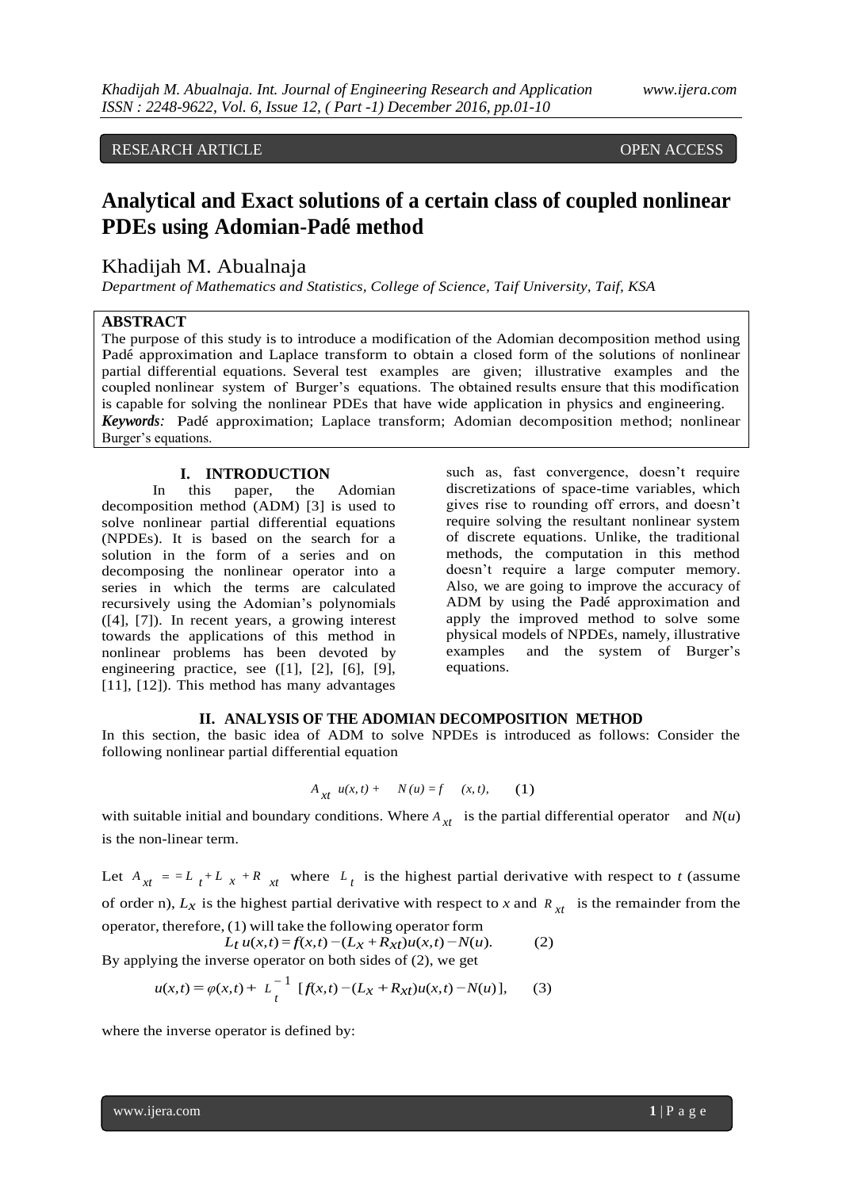RESEARCH ARTICLE OPEN ACCESS

# Analytical and Exact solutions of a certain class of coupled nonlinear PDEs using Adomian-Padé method

Khadijah M. Abualnaja

*Department of Mathematics and Statistics, College of Science, Taif University, Taif, KSA*

## ABSTRACT

The purpose of this study is to introduce a modification of the Adomian decomposition method using Padé approximation and Laplace transform to obtain a closed form of the solutions of nonlinear partial differential equations. Several test examples are given; illustrative examples and the coupled nonlinear system of Burger's equations. The obtained results ensure that this modification is capable for solving the nonlinear PDEs that have wide application in physics and engineering.

***Keywords:*** Padé approximation; Laplace transform; Adomian decomposition method; nonlinear Burger's equations.

## I. INTRODUCTION

In this paper, the Adomian decomposition method (ADM) [3] is used to solve nonlinear partial differential equations (NPDEs). It is based on the search for a solution in the form of a series and on decomposing the nonlinear operator into a series in which the terms are calculated recursively using the Adomian's polynomials ([4], [7]). In recent years, a growing interest towards the applications of this method in nonlinear problems has been devoted by engineering practice, see ([1], [2], [6], [9], [11], [12]). This method has many advantages such as, fast convergence, doesn't require discretizations of space-time variables, which gives rise to rounding off errors, and doesn't require solving the resultant nonlinear system of discrete equations. Unlike, the traditional methods, the computation in this method doesn't require a large computer memory. Also, we are going to improve the accuracy of ADM by using the Padé approximation and apply the improved method to solve some physical models of NPDEs, namely, illustrative examples and the system of Burger's equations.

## II. ANALYSIS OF THE ADOMIAN DECOMPOSITION METHOD

In this section, the basic idea of ADM to solve NPDEs is introduced as follows: Consider the following nonlinear partial differential equation

$$A_{xt}\, u(x,t) + N(u) = f(x,t), \qquad (1)$$

with suitable initial and boundary conditions. Where $A_{xt}$ is the partial differential operator and $N(u)$ is the non-linear term.

Let $A_{xt} = L_t + L_x + R_{xt}$ where $L_t$ is the highest partial derivative with respect to $t$ (assume of order n), $L_x$ is the highest partial derivative with respect to $x$ and $R_{xt}$ is the remainder from the operator, therefore, (1) will take the following operator form

$$L_t\, u(x,t) = f(x,t) - (L_x + R_{xt})u(x,t) - N(u). \qquad (2)$$

By applying the inverse operator on both sides of (2), we get

$$u(x,t) = \varphi(x,t) + L_t^{-1}\,[f(x,t) - (L_x + R_{xt})u(x,t) - N(u)], \qquad (3)$$

where the inverse operator is defined by: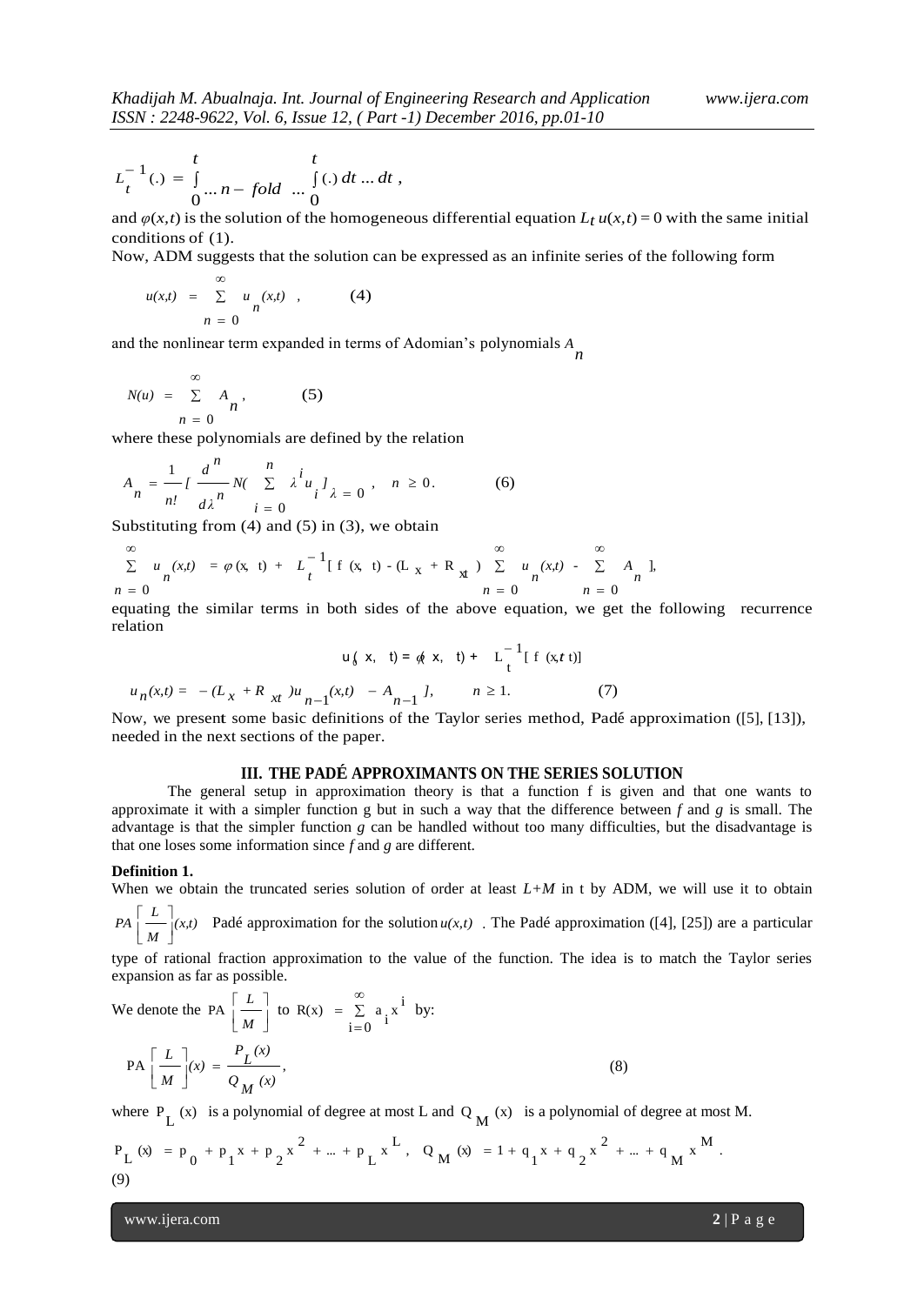$$L_t^{-1}(.) = \int_0^t \ldots n-fold \ldots \int_0^t (.)\, dt \ldots dt,$$

and $\varphi(x,t)$ is the solution of the homogeneous differential equation $L_t u(x,t) = 0$ with the same initial conditions of (1).

Now, ADM suggests that the solution can be expressed as an infinite series of the following form

$$u(x,t) = \sum_{n=0}^{\infty} u_n(x,t), \qquad (4)$$

and the nonlinear term expanded in terms of Adomian's polynomials $A_n$

$$N(u) = \sum_{n=0}^{\infty} A_n, \qquad (5)$$

where these polynomials are defined by the relation

$$A_n = \frac{1}{n!}\left[\frac{d^n}{d\lambda^n} N\left(\sum_{i=0}^{n} \lambda^i u_i\right)\right]_{\lambda=0}, \quad n \geq 0. \qquad (6)$$

Substituting from (4) and (5) in (3), we obtain

$$\sum_{n=0}^{\infty} u_n(x,t) = \varphi(x,t) + L_t^{-1}\left[f(x,t) - (L_x + R_{xt})\sum_{n=0}^{\infty} u_n(x,t) - \sum_{n=0}^{\infty} A_n\right],$$

equating the similar terms in both sides of the above equation, we get the following recurrence relation

$$u_0(x,t) = \varphi(x,t) + L_t^{-1}[f(x,t)]$$

$$u_n(x,t) = -(L_x + R_{xt})u_{n-1}(x,t) - A_{n-1}], \qquad n \geq 1. \qquad (7)$$

Now, we present some basic definitions of the Taylor series method, Padé approximation ([5], [13]), needed in the next sections of the paper.

## III. THE PADÉ APPROXIMANTS ON THE SERIES SOLUTION

The general setup in approximation theory is that a function f is given and that one wants to approximate it with a simpler function g but in such a way that the difference between *f* and *g* is small. The advantage is that the simpler function *g* can be handled without too many difficulties, but the disadvantage is that one loses some information since *f* and *g* are different.

**Definition 1.**

When we obtain the truncated series solution of order at least *L+M* in t by ADM, we will use it to obtain $PA\left[\frac{L}{M}\right](x,t)$ Padé approximation for the solution $u(x,t)$. The Padé approximation ([4], [25]) are a particular type of rational fraction approximation to the value of the function. The idea is to match the Taylor series expansion as far as possible.

We denote the $PA\left[\frac{L}{M}\right]$ to $R(x) = \sum_{i=0}^{\infty} a_i x^i$ by:

$$PA\left[\frac{L}{M}\right](x) = \frac{P_L(x)}{Q_M(x)}, \qquad (8)$$

where $P_L(x)$ is a polynomial of degree at most L and $Q_M(x)$ is a polynomial of degree at most M.

$$P_L(x) = p_0 + p_1 x + p_2 x^2 + \ldots + p_L x^L, \quad Q_M(x) = 1 + q_1 x + q_2 x^2 + \ldots + q_M x^M.$$

(9)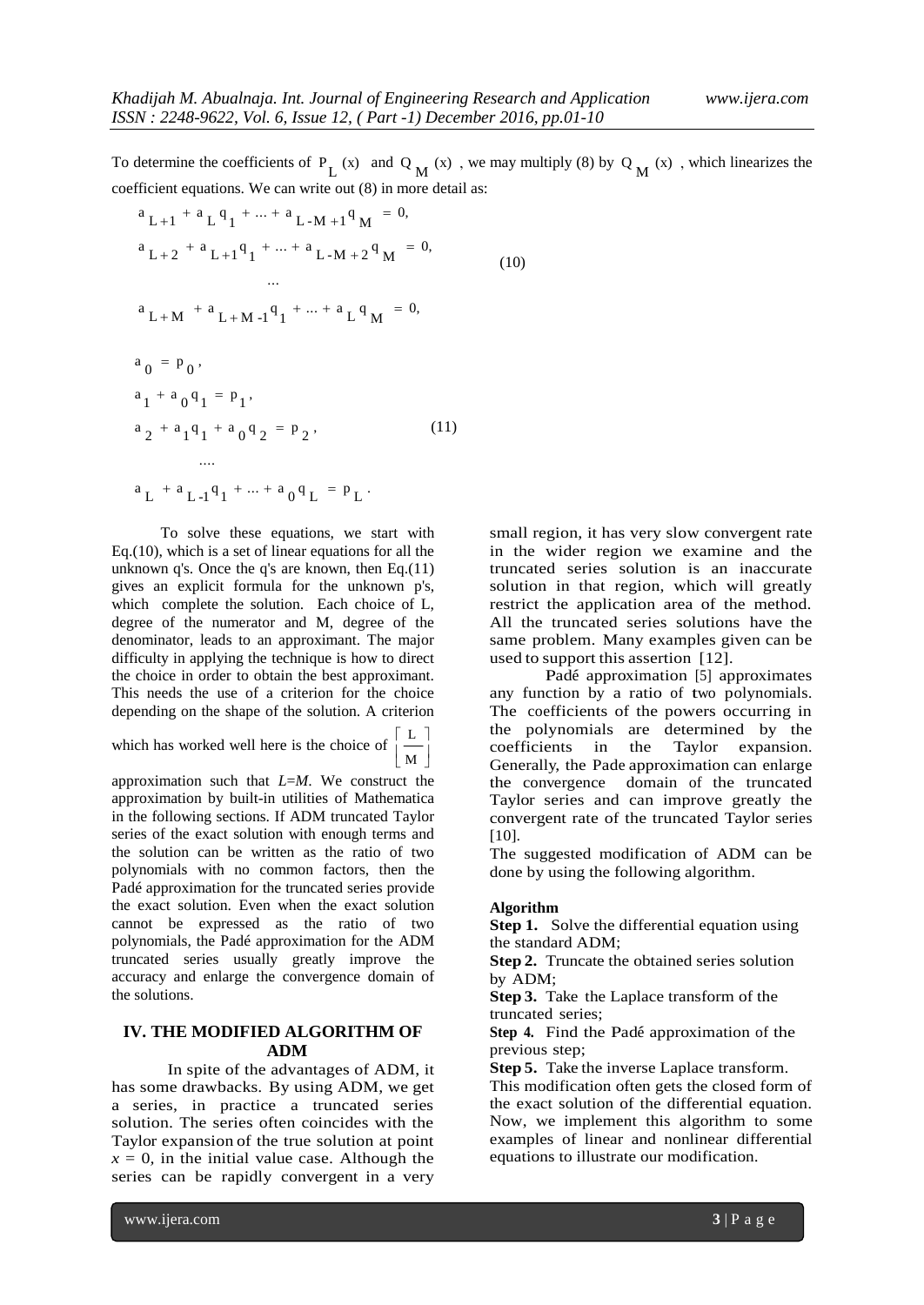To determine the coefficients of $P_L(x)$ and $Q_M(x)$, we may multiply (8) by $Q_M(x)$, which linearizes the coefficient equations. We can write out (8) in more detail as:

$$
\begin{aligned}
a_{L+1} + a_L q_1 + \ldots + a_{L-M+1} q_M &= 0, \\
a_{L+2} + a_{L+1} q_1 + \ldots + a_{L-M+2} q_M &= 0, \\
&\ldots \\
a_{L+M} + a_{L+M-1} q_1 + \ldots + a_L q_M &= 0,
\end{aligned}
\tag{10}
$$

$$
\begin{aligned}
a_0 &= p_0, \\
a_1 + a_0 q_1 &= p_1, \\
a_2 + a_1 q_1 + a_0 q_2 &= p_2, \\
&\ldots. \\
a_L + a_{L-1} q_1 + \ldots + a_0 q_L &= p_L.
\end{aligned}
\tag{11}
$$

To solve these equations, we start with Eq.(10), which is a set of linear equations for all the unknown q's. Once the q's are known, then Eq.(11) gives an explicit formula for the unknown p's, which complete the solution. Each choice of L, degree of the numerator and M, degree of the denominator, leads to an approximant. The major difficulty in applying the technique is how to direct the choice in order to obtain the best approximant. This needs the use of a criterion for the choice depending on the shape of the solution. A criterion which has worked well here is the choice of $\left[\frac{L}{M}\right]$ approximation such that $L=M$. We construct the approximation by built-in utilities of Mathematica in the following sections. If ADM truncated Taylor series of the exact solution with enough terms and the solution can be written as the ratio of two polynomials with no common factors, then the Padé approximation for the truncated series provide the exact solution. Even when the exact solution cannot be expressed as the ratio of two polynomials, the Padé approximation for the ADM truncated series usually greatly improve the accuracy and enlarge the convergence domain of the solutions.

## IV. THE MODIFIED ALGORITHM OF ADM

In spite of the advantages of ADM, it has some drawbacks. By using ADM, we get a series, in practice a truncated series solution. The series often coincides with the Taylor expansion of the true solution at point $x = 0$, in the initial value case. Although the series can be rapidly convergent in a very small region, it has very slow convergent rate in the wider region we examine and the truncated series solution is an inaccurate solution in that region, which will greatly restrict the application area of the method. All the truncated series solutions have the same problem. Many examples given can be used to support this assertion [12].

Padé approximation [5] approximates any function by a ratio of two polynomials. The coefficients of the powers occurring in the polynomials are determined by the coefficients in the Taylor expansion. Generally, the Pade approximation can enlarge the convergence domain of the truncated Taylor series and can improve greatly the convergent rate of the truncated Taylor series [10].

The suggested modification of ADM can be done by using the following algorithm.

**Algorithm**

**Step 1.** Solve the differential equation using the standard ADM;

**Step 2.** Truncate the obtained series solution by ADM;

**Step 3.** Take the Laplace transform of the truncated series;

**Step 4.** Find the Padé approximation of the previous step;

**Step 5.** Take the inverse Laplace transform.

This modification often gets the closed form of the exact solution of the differential equation. Now, we implement this algorithm to some examples of linear and nonlinear differential equations to illustrate our modification.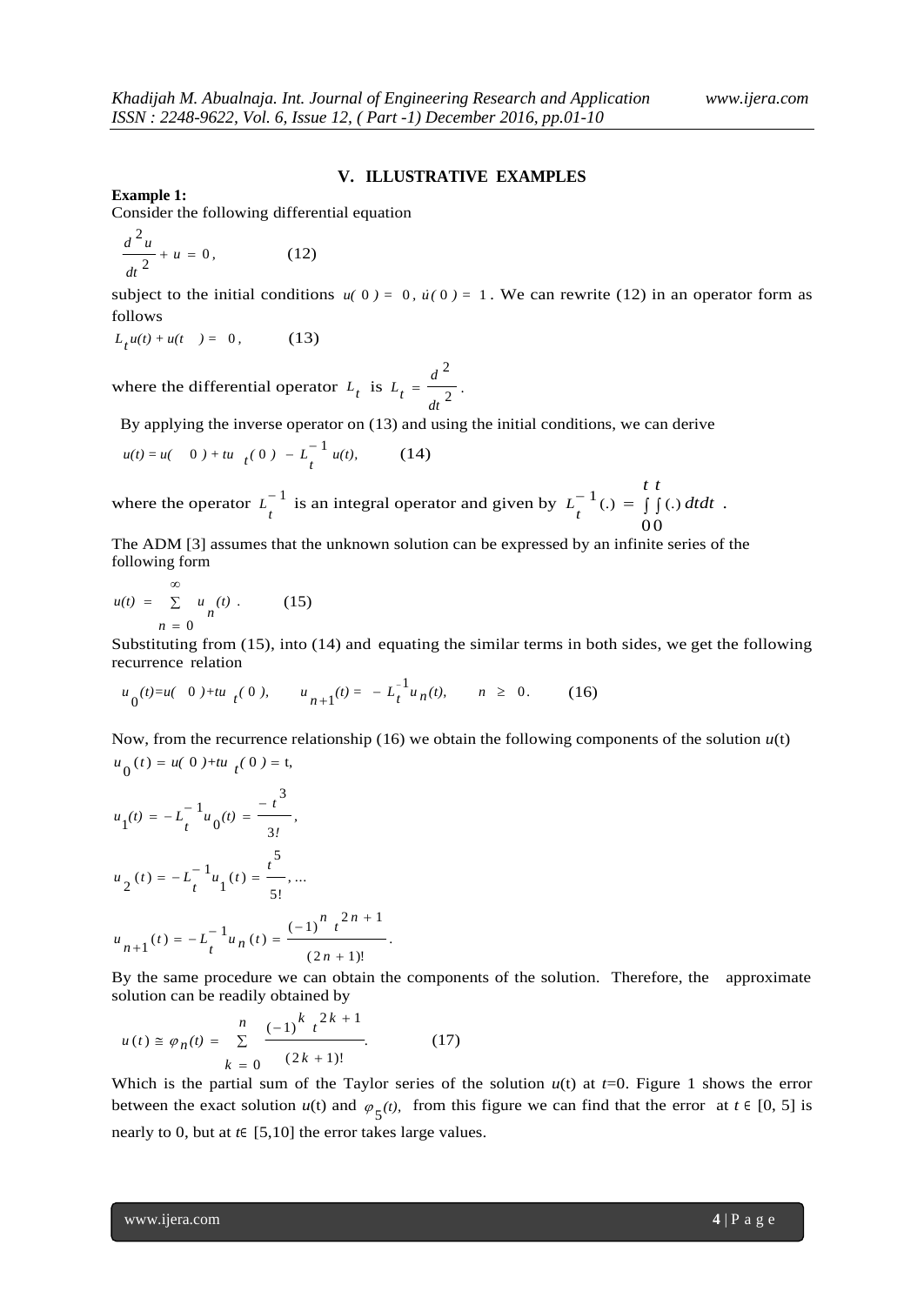## V. ILLUSTRATIVE EXAMPLES

**Example 1:**

Consider the following differential equation

$$\frac{d^2 u}{dt^2} + u = 0, \qquad (12)$$

subject to the initial conditions $u(0) = 0, \dot{u}(0) = 1$. We can rewrite (12) in an operator form as follows

$$L_t u(t) + u(t) = 0, \qquad (13)$$

where the differential operator $L_t$ is $L_t = \frac{d^2}{dt^2}$.

By applying the inverse operator on (13) and using the initial conditions, we can derive

$$u(t) = u(0) + tu_t(0) - L_t^{-1} u(t), \qquad (14)$$

where the operator $L_t^{-1}$ is an integral operator and given by $L_t^{-1}(.) = \int_0^t \int_0^t (.)\, dt dt$.

The ADM [3] assumes that the unknown solution can be expressed by an infinite series of the following form

$$u(t) = \sum_{n=0}^{\infty} u_n(t). \qquad (15)$$

Substituting from (15), into (14) and equating the similar terms in both sides, we get the following recurrence relation

$$u_0(t) = u(0) + tu_t(0), \qquad u_{n+1}(t) = -L_t^{-1} u_n(t), \qquad n \geq 0. \qquad (16)$$

Now, from the recurrence relationship (16) we obtain the following components of the solution $u(t)$

$$u_0(t) = u(0) + tu_t(0) = t,$$

$$u_1(t) = -L_t^{-1} u_0(t) = \frac{-t^3}{3!},$$

$$u_2(t) = -L_t^{-1} u_1(t) = \frac{t^5}{5!}, \ldots$$

$$u_{n+1}(t) = -L_t^{-1} u_n(t) = \frac{(-1)^n t^{2n+1}}{(2n+1)!}.$$

By the same procedure we can obtain the components of the solution. Therefore, the approximate solution can be readily obtained by

$$u(t) \cong \varphi_n(t) = \sum_{k=0}^{n} \frac{(-1)^k t^{2k+1}}{(2k+1)!}. \qquad (17)$$

Which is the partial sum of the Taylor series of the solution $u(t)$ at $t$=0. Figure 1 shows the error between the exact solution $u(t)$ and $\varphi_5(t)$, from this figure we can find that the error at $t \in [0, 5]$ is nearly to 0, but at $t \in [5,10]$ the error takes large values.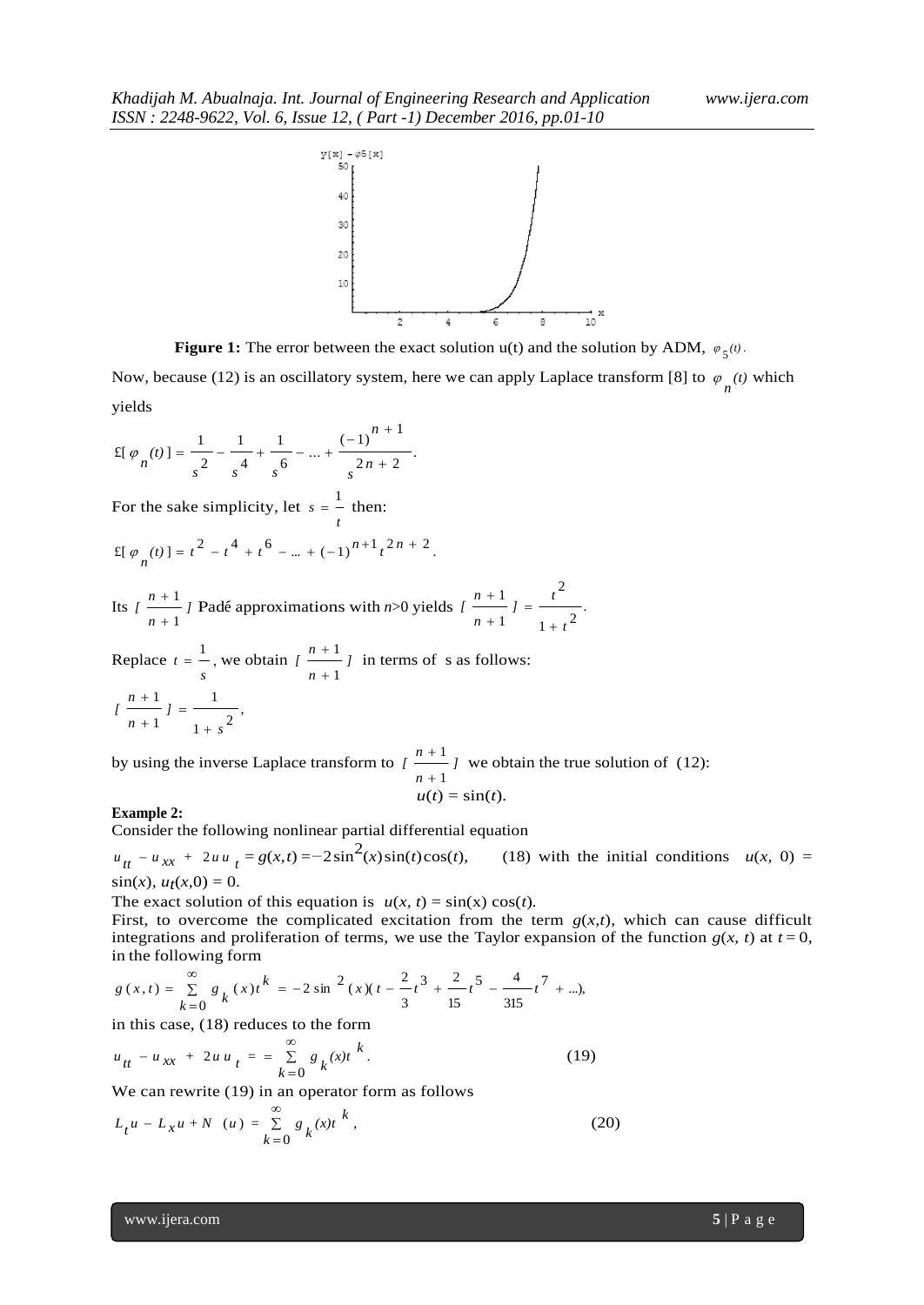**Figure 1:** The error between the exact solution u(t) and the solution by ADM, $\varphi_5(t)$.

Now, because (12) is an oscillatory system, here we can apply Laplace transform [8] to $\varphi_n(t)$ which yields

$$\pounds[\varphi_n(t)] = \frac{1}{s^2} - \frac{1}{s^4} + \frac{1}{s^6} - \ldots + \frac{(-1)^{n+1}}{s^{2n+2}}.$$

For the sake simplicity, let $s = \frac{1}{t}$ then:

$$\pounds[\varphi_n(t)] = t^2 - t^4 + t^6 - \ldots + (-1)^{n+1} t^{2n+2}.$$

Its $[\frac{n+1}{n+1}]$ Padé approximations with $n>0$ yields $[\frac{n+1}{n+1}] = \frac{t^2}{1+t^2}$.

Replace $t = \frac{1}{s}$, we obtain $[\frac{n+1}{n+1}]$ in terms of s as follows:

$$[\frac{n+1}{n+1}] = \frac{1}{1+s^2},$$

by using the inverse Laplace transform to $[\frac{n+1}{n+1}]$ we obtain the true solution of (12):

$$u(t) = \sin(t).$$

**Example 2:**

Consider the following nonlinear partial differential equation

$u_{tt} - u_{xx} + 2uu_t = g(x,t) = -2\sin^2(x)\sin(t)\cos(t),$ (18) with the initial conditions $u(x, 0) = \sin(x)$, $u_t(x,0) = 0$.

The exact solution of this equation is $u(x, t) = \sin(x)\cos(t)$.

First, to overcome the complicated excitation from the term $g(x,t)$, which can cause difficult integrations and proliferation of terms, we use the Taylor expansion of the function $g(x, t)$ at $t = 0$, in the following form

$$g(x,t) = \sum_{k=0}^{\infty} g_k(x)t^k = -2\sin^2(x)(t - \frac{2}{3}t^3 + \frac{2}{15}t^5 - \frac{4}{315}t^7 + \ldots),$$

in this case, (18) reduces to the form

$$u_{tt} - u_{xx} + 2uu_t = = \sum_{k=0}^{\infty} g_k(x)t^k. \tag{19}$$

We can rewrite (19) in an operator form as follows

$$L_t u - L_x u + N(u) = \sum_{k=0}^{\infty} g_k(x)t^k, \tag{20}$$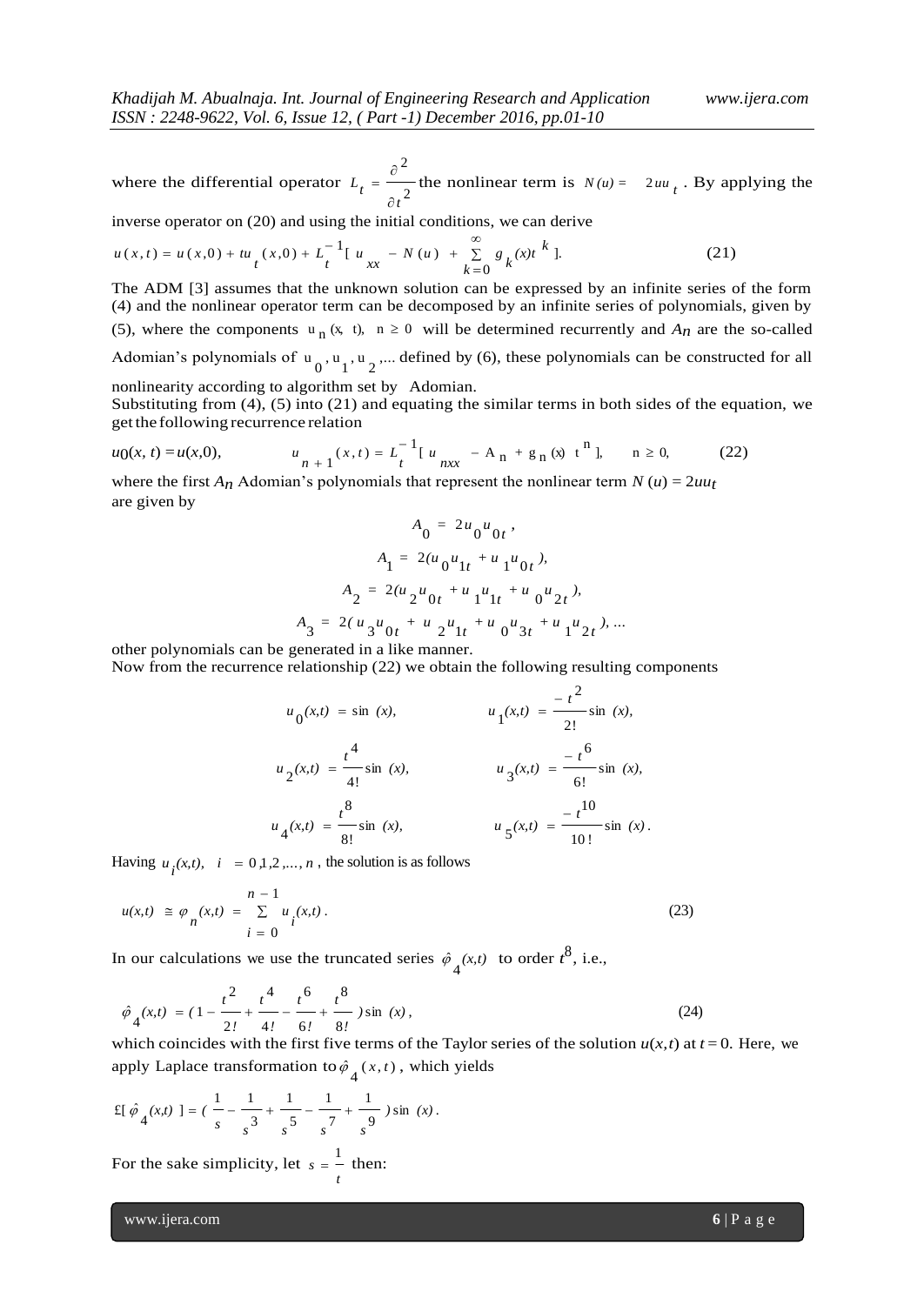where the differential operator $L_t = \frac{\partial^2}{\partial t^2}$ the nonlinear term is $N(u) = 2uu_t$. By applying the inverse operator on (20) and using the initial conditions, we can derive

$$u(x,t) = u(x,0) + tu_t(x,0) + L_t^{-1}[u_{xx} - N(u) + \sum_{k=0}^{\infty} g_k(x)t^k]. \tag{21}$$

The ADM [3] assumes that the unknown solution can be expressed by an infinite series of the form (4) and the nonlinear operator term can be decomposed by an infinite series of polynomials, given by (5), where the components $u_n(x,t),\ n \geq 0$ will be determined recurrently and $A_n$ are the so-called Adomian's polynomials of $u_0, u_1, u_2, \ldots$ defined by (6), these polynomials can be constructed for all nonlinearity according to algorithm set by Adomian.

Substituting from (4), (5) into (21) and equating the similar terms in both sides of the equation, we get the following recurrence relation

$$u_0(x,t) = u(x,0), \qquad u_{n+1}(x,t) = L_t^{-1}[u_{nxx} - A_n + g_n(x)\ t^n], \quad n \geq 0, \tag{22}$$

where the first $A_n$ Adomian's polynomials that represent the nonlinear term $N(u) = 2uu_t$ are given by

$$A_0 = 2u_0u_{0t},$$

$$A_1 = 2(u_0u_{1t} + u_1u_{0t}),$$

$$A_2 = 2(u_2u_{0t} + u_1u_{1t} + u_0u_{2t}),$$

$$A_3 = 2(u_3u_{0t} + u_2u_{1t} + u_0u_{3t} + u_1u_{2t}), \ldots$$

other polynomials can be generated in a like manner.

Now from the recurrence relationship (22) we obtain the following resulting components

$$u_0(x,t) = \sin(x), \qquad u_1(x,t) = \frac{-t^2}{2!}\sin(x),$$

$$u_2(x,t) = \frac{t^4}{4!}\sin(x), \qquad u_3(x,t) = \frac{-t^6}{6!}\sin(x),$$

$$u_4(x,t) = \frac{t^8}{8!}\sin(x), \qquad u_5(x,t) = \frac{-t^{10}}{10!}\sin(x).$$

Having $u_i(x,t),\ i = 0,1,2,\ldots,n$, the solution is as follows

$$u(x,t) \cong \varphi_n(x,t) = \sum_{i=0}^{n-1} u_i(x,t). \tag{23}$$

In our calculations we use the truncated series $\hat{\varphi}_4(x,t)$ to order $t^8$, i.e.,

$$\hat{\varphi}_4(x,t) = (1 - \frac{t^2}{2!} + \frac{t^4}{4!} - \frac{t^6}{6!} + \frac{t^8}{8!})\sin(x), \tag{24}$$

which coincides with the first five terms of the Taylor series of the solution $u(x,t)$ at $t = 0$. Here, we apply Laplace transformation to $\hat{\varphi}_4(x,t)$, which yields

$$£[\hat{\varphi}_4(x,t)] = (\frac{1}{s} - \frac{1}{s^3} + \frac{1}{s^5} - \frac{1}{s^7} + \frac{1}{s^9})\sin(x).$$

For the sake simplicity, let $s = \frac{1}{t}$ then: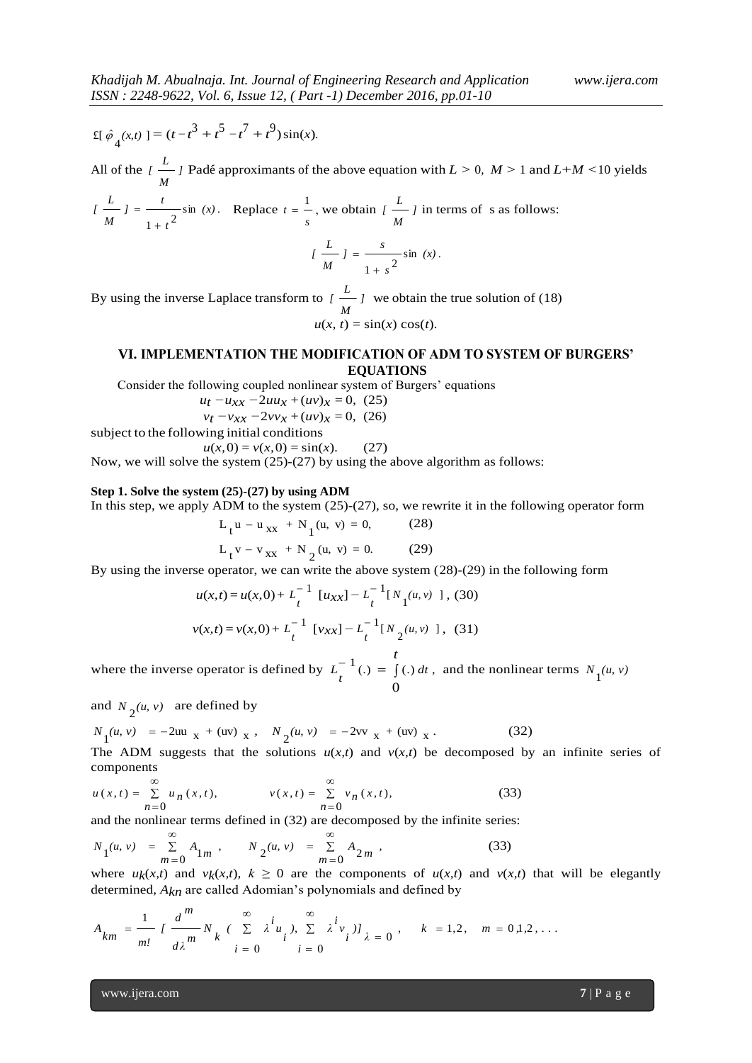$$\pounds[\hat{\varphi}_4(x,t)] = (t - t^3 + t^5 - t^7 + t^9)\sin(x).$$

All of the $[\frac{L}{M}]$ Padé approximants of the above equation with $L > 0$, $M > 1$ and $L+M < 10$ yields $[\frac{L}{M}] = \frac{t}{1+t^2}\sin(x)$. Replace $t = \frac{1}{s}$, we obtain $[\frac{L}{M}]$ in terms of s as follows:

$$[\frac{L}{M}] = \frac{s}{1+s^2}\sin(x).$$

By using the inverse Laplace transform to $[\frac{L}{M}]$ we obtain the true solution of (18)

$$u(x, t) = \sin(x)\cos(t).$$

## VI. IMPLEMENTATION THE MODIFICATION OF ADM TO SYSTEM OF BURGERS' EQUATIONS

Consider the following coupled nonlinear system of Burgers' equations

$$u_t - u_{xx} - 2uu_x + (uv)_x = 0, \quad (25)$$

$$v_t - v_{xx} - 2vv_x + (uv)_x = 0, \quad (26)$$

subject to the following initial conditions

$$u(x,0) = v(x,0) = \sin(x). \quad (27)$$

Now, we will solve the system (25)-(27) by using the above algorithm as follows:

**Step 1. Solve the system (25)-(27) by using ADM**

In this step, we apply ADM to the system (25)-(27), so, we rewrite it in the following operator form

$$L_t u - u_{xx} + N_1(u, v) = 0, \quad (28)$$

$$L_t v - v_{xx} + N_2(u, v) = 0. \quad (29)$$

By using the inverse operator, we can write the above system (28)-(29) in the following form

$$u(x,t) = u(x,0) + L_t^{-1}[u_{xx}] - L_t^{-1}[N_1(u,v)], \quad (30)$$

$$v(x,t) = v(x,0) + L_t^{-1}[v_{xx}] - L_t^{-1}[N_2(u,v)], \quad (31)$$

where the inverse operator is defined by $L_t^{-1}(.) = \int_0^t (.)\, dt$, and the nonlinear terms $N_1(u, v)$ and $N_2(u, v)$ are defined by

$$N_1(u, v) = -2uu_x + (uv)_x, \quad N_2(u, v) = -2vv_x + (uv)_x. \quad (32)$$

The ADM suggests that the solutions $u(x,t)$ and $v(x,t)$ be decomposed by an infinite series of components

$$u(x,t) = \sum_{n=0}^{\infty} u_n(x,t), \qquad v(x,t) = \sum_{n=0}^{\infty} v_n(x,t), \quad (33)$$

and the nonlinear terms defined in (32) are decomposed by the infinite series:

$$N_1(u, v) = \sum_{m=0}^{\infty} A_{1m}, \qquad N_2(u, v) = \sum_{m=0}^{\infty} A_{2m}, \quad (33)$$

where $u_k(x,t)$ and $v_k(x,t)$, $k \geq 0$ are the components of $u(x,t)$ and $v(x,t)$ that will be elegantly determined, $A_{kn}$ are called Adomian's polynomials and defined by

$$A_{km} = \frac{1}{m!}\left[\frac{d^m}{d\lambda^m} N_k\left(\sum_{i=0}^{\infty} \lambda^i u_i), \sum_{i=0}^{\infty} \lambda^i v_i\right)\right]_{\lambda=0}, \quad k = 1,2, \quad m = 0,1,2,\ldots$$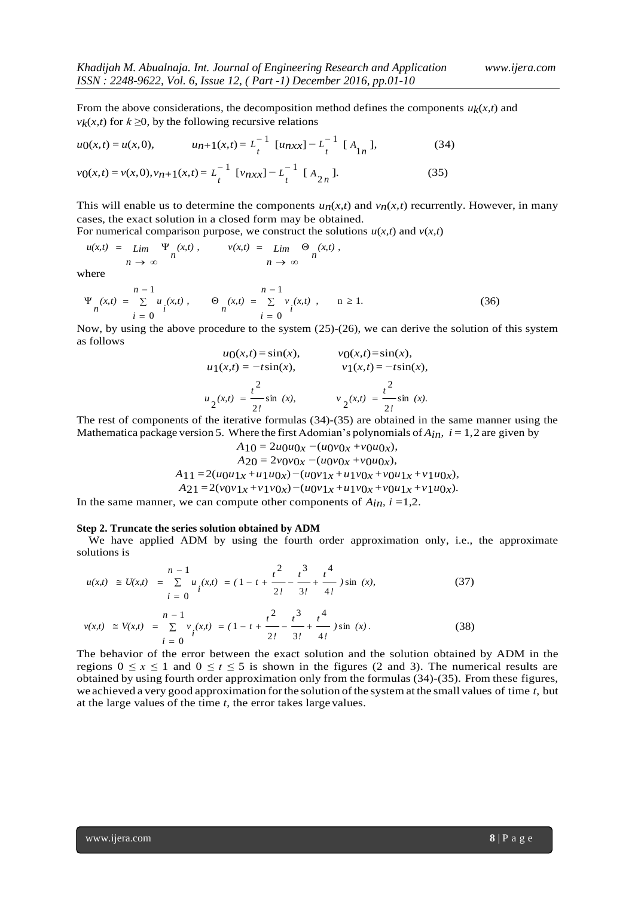From the above considerations, the decomposition method defines the components $u_k(x,t)$ and $v_k(x,t)$ for $k \geq 0$, by the following recursive relations

$$u_0(x,t) = u(x,0), \qquad u_{n+1}(x,t) = L_t^{-1}\,[u_{nxx}] - L_t^{-1}\,[A_{1n}], \tag{34}$$

$$v_0(x,t) = v(x,0), v_{n+1}(x,t) = L_t^{-1}\,[v_{nxx}] - L_t^{-1}\,[A_{2n}]. \tag{35}$$

This will enable us to determine the components $u_n(x,t)$ and $v_n(x,t)$ recurrently. However, in many cases, the exact solution in a closed form may be obtained.

For numerical comparison purpose, we construct the solutions $u(x,t)$ and $v(x,t)$

$$u(x,t) = \lim_{n \to \infty} \Psi_n(x,t), \qquad v(x,t) = \lim_{n \to \infty} \Theta_n(x,t),$$

where

$$\Psi_n(x,t) = \sum_{i=0}^{n-1} u_i(x,t), \qquad \Theta_n(x,t) = \sum_{i=0}^{n-1} v_i(x,t), \qquad n \geq 1. \tag{36}$$

Now, by using the above procedure to the system (25)-(26), we can derive the solution of this system as follows

$$u_0(x,t) = \sin(x), \qquad v_0(x,t) = \sin(x),$$

$$u_1(x,t) = -t\sin(x), \qquad v_1(x,t) = -t\sin(x),$$

$$u_2(x,t) = \frac{t^2}{2!}\sin(x), \qquad v_2(x,t) = \frac{t^2}{2!}\sin(x).$$

The rest of components of the iterative formulas (34)-(35) are obtained in the same manner using the Mathematica package version 5. Where the first Adomian's polynomials of $A_{in},\ i = 1,2$ are given by

$$A_{10} = 2u_0u_{0x} - (u_0v_{0x} + v_0u_{0x}),$$

$$A_{20} = 2v_0v_{0x} - (u_0v_{0x} + v_0u_{0x}),$$

$$A_{11} = 2(u_0u_{1x} + u_1u_{0x}) - (u_0v_{1x} + u_1v_{0x} + v_0u_{1x} + v_1u_{0x}),$$

$$A_{21} = 2(v_0v_{1x} + v_1v_{0x}) - (u_0v_{1x} + u_1v_{0x} + v_0u_{1x} + v_1u_{0x}).$$

In the same manner, we can compute other components of $A_{in},\ i = 1,2$.

**Step 2. Truncate the series solution obtained by ADM**

We have applied ADM by using the fourth order approximation only, i.e., the approximate solutions is

$$u(x,t) \cong U(x,t) = \sum_{i=0}^{n-1} u_i(x,t) = \left(1 - t + \frac{t^2}{2!} - \frac{t^3}{3!} + \frac{t^4}{4!}\right)\sin(x), \tag{37}$$

$$v(x,t) \cong V(x,t) = \sum_{i=0}^{n-1} v_i(x,t) = \left(1 - t + \frac{t^2}{2!} - \frac{t^3}{3!} + \frac{t^4}{4!}\right)\sin(x). \tag{38}$$

The behavior of the error between the exact solution and the solution obtained by ADM in the regions $0 \leq x \leq 1$ and $0 \leq t \leq 5$ is shown in the figures (2 and 3). The numerical results are obtained by using fourth order approximation only from the formulas (34)-(35). From these figures, we achieved a very good approximation for the solution of the system at the small values of time $t$, but at the large values of the time $t$, the error takes large values.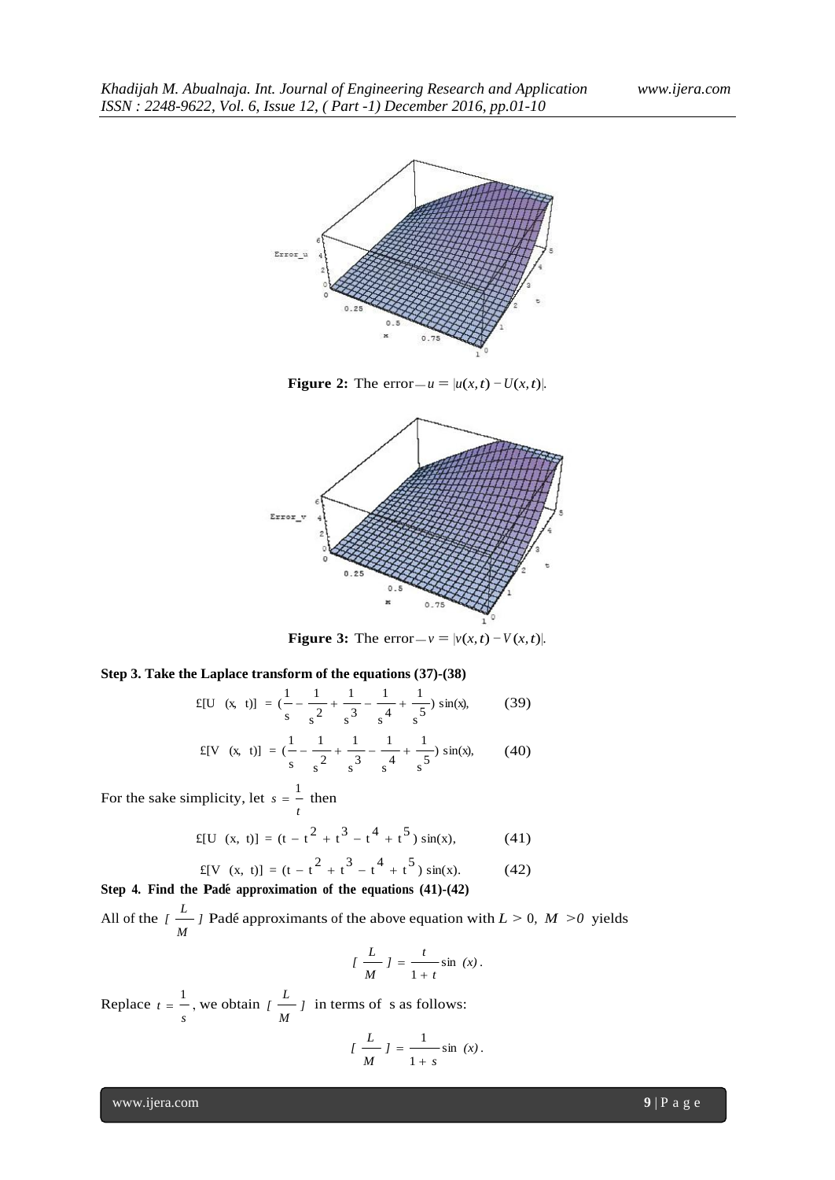**Figure 2:** The $\text{error}\_u = |u(x,t) - U(x,t)|$.

**Figure 3:** The $\text{error}\_v = |v(x,t) - V(x,t)|$.

**Step 3. Take the Laplace transform of the equations (37)-(38)**

$$\pounds[U(x, t)] = \left(\frac{1}{s} - \frac{1}{s^2} + \frac{1}{s^3} - \frac{1}{s^4} + \frac{1}{s^5}\right)\sin(x), \qquad (39)$$

$$\pounds[V(x, t)] = \left(\frac{1}{s} - \frac{1}{s^2} + \frac{1}{s^3} - \frac{1}{s^4} + \frac{1}{s^5}\right)\sin(x), \qquad (40)$$

For the sake simplicity, let $s = \frac{1}{t}$ then

$$\pounds[U(x, t)] = (t - t^2 + t^3 - t^4 + t^5)\sin(x), \qquad (41)$$

$$\pounds[V(x, t)] = (t - t^2 + t^3 - t^4 + t^5)\sin(x). \qquad (42)$$

**Step 4. Find the Padé approximation of the equations (41)-(42)**

All of the $[\frac{L}{M}]$ Padé approximants of the above equation with $L > 0,\ M > 0$ yields

$$[\frac{L}{M}] = \frac{t}{1+t}\sin(x).$$

Replace $t = \frac{1}{s}$, we obtain $[\frac{L}{M}]$ in terms of s as follows:

$$[\frac{L}{M}] = \frac{1}{1+s}\sin(x).$$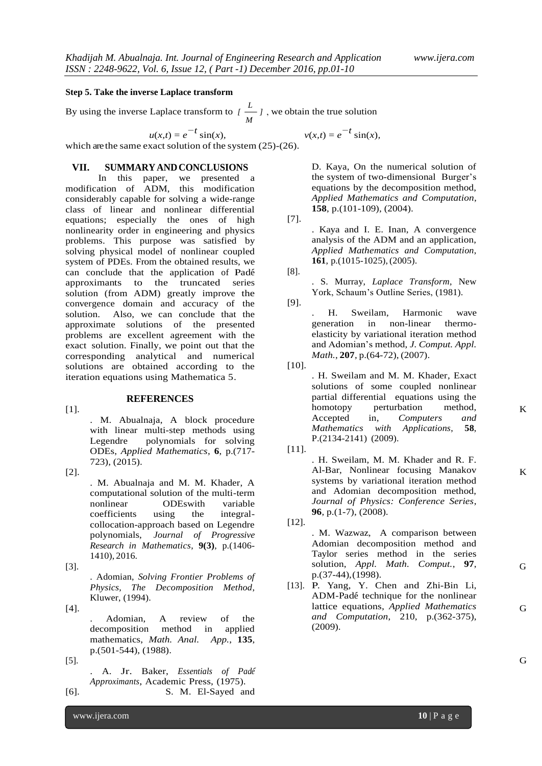**Step 5. Take the inverse Laplace transform**

By using the inverse Laplace transform to $[\frac{L}{M}]$, we obtain the true solution

$$u(x,t) = e^{-t}\sin(x), \qquad v(x,t) = e^{-t}\sin(x),$$

which are the same exact solution of the system (25)-(26).

## VII. SUMMARY AND CONCLUSIONS

In this paper, we presented a modification of ADM, this modification considerably capable for solving a wide-range class of linear and nonlinear differential equations; especially the ones of high nonlinearity order in engineering and physics problems. This purpose was satisfied by solving physical model of nonlinear coupled system of PDEs. From the obtained results, we can conclude that the application of Padé approximants to the truncated series solution (from ADM) greatly improve the convergence domain and accuracy of the solution. Also, we can conclude that the approximate solutions of the presented problems are excellent agreement with the exact solution. Finally, we point out that the corresponding analytical and numerical solutions are obtained according to the iteration equations using Mathematica 5.

## REFERENCES

[1]. . M. Abualnaja, A block procedure with linear multi-step methods using Legendre polynomials for solving ODEs, *Applied Mathematics*, **6**, p.(717-723), (2015).

[2]. . M. Abualnaja and M. M. Khader, A computational solution of the multi-term nonlinear ODEswith variable coefficients using the integral-collocation-approach based on Legendre polynomials, *Journal of Progressive Research in Mathematics*, **9(3)**, p.(1406-1410), 2016.

[3]. . Adomian, *Solving Frontier Problems of Physics, The Decomposition Method*, Kluwer, (1994).

[4]. . Adomian, A review of the decomposition method in applied mathematics, *Math. Anal. App.*, **135**, p.(501-544), (1988).

[5]. . A. Jr. Baker, *Essentials of Padé Approximants*, Academic Press, (1975).

[6]. S. M. El-Sayed and D. Kaya, On the numerical solution of the system of two-dimensional Burger's equations by the decomposition method, *Applied Mathematics and Computation*, **158**, p.(101-109), (2004).

[7]. . Kaya and I. E. Inan, A convergence analysis of the ADM and an application, *Applied Mathematics and Computation*, **161**, p.(1015-1025), (2005).

[8]. . S. Murray, *Laplace Transform*, New York, Schaum's Outline Series, (1981).

[9]. . H. Sweilam, Harmonic wave generation in non-linear thermo-elasticity by variational iteration method and Adomian's method, *J. Comput. Appl. Math.*, **207**, p.(64-72), (2007).

[10]. . H. Sweilam and M. M. Khader, Exact solutions of some coupled nonlinear partial differential equations using the homotopy perturbation method, Accepted in, *Computers and Mathematics with Applications*, **58**, P.(2134-2141) (2009).

[11]. . H. Sweilam, M. M. Khader and R. F. Al-Bar, Nonlinear focusing Manakov systems by variational iteration method and Adomian decomposition method, *Journal of Physics: Conference Series*, **96**, p.(1-7), (2008).

[12]. . M. Wazwaz, A comparison between Adomian decomposition method and Taylor series method in the series solution, *Appl. Math. Comput.*, **97**, p.(37-44), (1998).

[13]. P. Yang, Y. Chen and Zhi-Bin Li, ADM-Padé technique for the nonlinear lattice equations, *Applied Mathematics and Computation*, 210, p.(362-375), (2009).